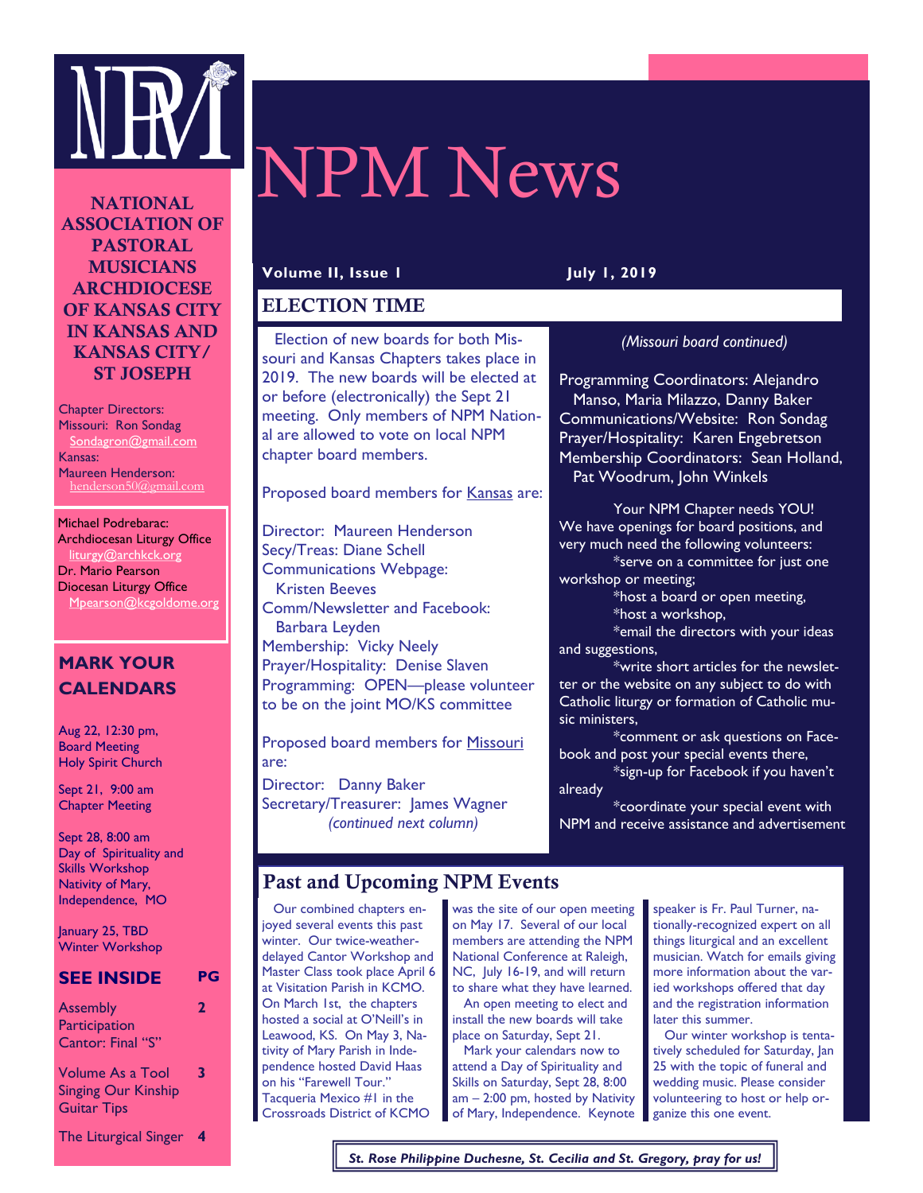# NPM News

**Volume II, Issue 1** **July 1, 2019**

**NATIONAL ASSOCIATION OF PASTORAL MUSICIANS ARCHDIOCESE OF KANSAS CITY IN KANSAS AND KANSAS CITY/ ST JOSEPH**

Chapter Directors:
Missouri: Ron Sondag
Sondagron@gmail.com
Kansas:
Maureen Henderson:
henderson50@gmail.com

Michael Podrebarac:
Archdiocesan Liturgy Office
liturgy@archkck.org
Dr. Mario Pearson
Diocesan Liturgy Office
Mpearson@kcgoldome.org

## MARK YOUR CALENDARS

Aug 22, 12:30 pm,
Board Meeting
Holy Spirit Church

Sept 21, 9:00 am
Chapter Meeting

Sept 28, 8:00 am
Day of Spirituality and Skills Workshop
Nativity of Mary, Independence, MO

January 25, TBD
Winter Workshop

## SEE INSIDE

| | PG |
|---|---|
| Assembly Participation Cantor: Final "S" | 2 |
| Volume As a Tool Singing Our Kinship Guitar Tips | 3 |
| The Liturgical Singer | 4 |

## ELECTION TIME

Election of new boards for both Missouri and Kansas Chapters takes place in 2019. The new boards will be elected at or before (electronically) the Sept 21 meeting. Only members of NPM National are allowed to vote on local NPM chapter board members.

Proposed board members for Kansas are:

Director: Maureen Henderson
Secy/Treas: Diane Schell
Communications Webpage: Kristen Beeves
Comm/Newsletter and Facebook: Barbara Leyden
Membership: Vicky Neely
Prayer/Hospitality: Denise Slaven
Programming: OPEN—please volunteer to be on the joint MO/KS committee

Proposed board members for Missouri are:

Director: Danny Baker
Secretary/Treasurer: James Wagner
*(continued next column)*

*(Missouri board continued)*

Programming Coordinators: Alejandro Manso, Maria Milazzo, Danny Baker
Communications/Website: Ron Sondag
Prayer/Hospitality: Karen Engebretson
Membership Coordinators: Sean Holland, Pat Woodrum, John Winkels

Your NPM Chapter needs YOU! We have openings for board positions, and very much need the following volunteers:

*serve on a committee for just one workshop or meeting;
*host a board or open meeting,
*host a workshop,
*email the directors with your ideas and suggestions,
*write short articles for the newsletter or the website on any subject to do with Catholic liturgy or formation of Catholic music ministers,
*comment or ask questions on Facebook and post your special events there,
*sign-up for Facebook if you haven't already
*coordinate your special event with NPM and receive assistance and advertisement

## Past and Upcoming NPM Events

Our combined chapters enjoyed several events this past winter. Our twice-weather-delayed Cantor Workshop and Master Class took place April 6 at Visitation Parish in KCMO. On March 1st, the chapters hosted a social at O'Neill's in Leawood, KS. On May 3, Nativity of Mary Parish in Independence hosted David Haas on his "Farewell Tour." Tacqueria Mexico #1 in the Crossroads District of KCMO was the site of our open meeting on May 17. Several of our local members are attending the NPM National Conference at Raleigh, NC, July 16-19, and will return to share what they have learned.

An open meeting to elect and install the new boards will take place on Saturday, Sept 21.

Mark your calendars now to attend a Day of Spirituality and Skills on Saturday, Sept 28, 8:00 am – 2:00 pm, hosted by Nativity of Mary, Independence. Keynote speaker is Fr. Paul Turner, nationally-recognized expert on all things liturgical and an excellent musician. Watch for emails giving more information about the varied workshops offered that day and the registration information later this summer.

Our winter workshop is tentatively scheduled for Saturday, Jan 25 with the topic of funeral and wedding music. Please consider volunteering to host or help organize this one event.

***St. Rose Philippine Duchesne, St. Cecilia and St. Gregory, pray for us!***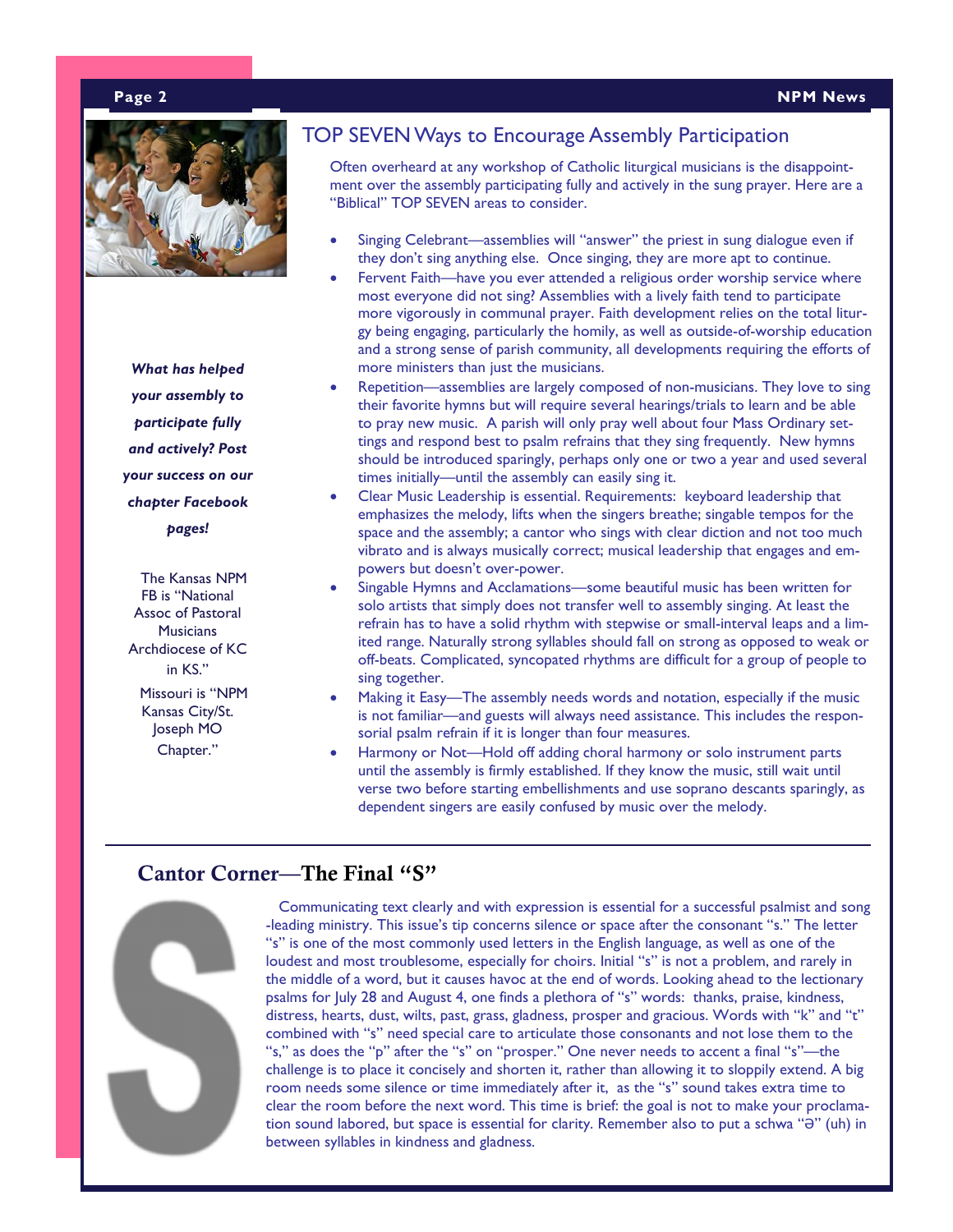## TOP SEVEN Ways to Encourage Assembly Participation

Often overheard at any workshop of Catholic liturgical musicians is the disappointment over the assembly participating fully and actively in the sung prayer. Here are a "Biblical" TOP SEVEN areas to consider.

- Singing Celebrant—assemblies will "answer" the priest in sung dialogue even if they don't sing anything else. Once singing, they are more apt to continue.
- Fervent Faith—have you ever attended a religious order worship service where most everyone did not sing? Assemblies with a lively faith tend to participate more vigorously in communal prayer. Faith development relies on the total liturgy being engaging, particularly the homily, as well as outside-of-worship education and a strong sense of parish community, all developments requiring the efforts of more ministers than just the musicians.
- Repetition—assemblies are largely composed of non-musicians. They love to sing their favorite hymns but will require several hearings/trials to learn and be able to pray new music. A parish will only pray well about four Mass Ordinary settings and respond best to psalm refrains that they sing frequently. New hymns should be introduced sparingly, perhaps only one or two a year and used several times initially—until the assembly can easily sing it.
- Clear Music Leadership is essential. Requirements: keyboard leadership that emphasizes the melody, lifts when the singers breathe; singable tempos for the space and the assembly; a cantor who sings with clear diction and not too much vibrato and is always musically correct; musical leadership that engages and empowers but doesn't over-power.
- Singable Hymns and Acclamations—some beautiful music has been written for solo artists that simply does not transfer well to assembly singing. At least the refrain has to have a solid rhythm with stepwise or small-interval leaps and a limited range. Naturally strong syllables should fall on strong as opposed to weak or off-beats. Complicated, syncopated rhythms are difficult for a group of people to sing together.
- Making it Easy—The assembly needs words and notation, especially if the music is not familiar—and guests will always need assistance. This includes the responsorial psalm refrain if it is longer than four measures.
- Harmony or Not—Hold off adding choral harmony or solo instrument parts until the assembly is firmly established. If they know the music, still wait until verse two before starting embellishments and use soprano descants sparingly, as dependent singers are easily confused by music over the melody.

***What has helped your assembly to participate fully and actively? Post your success on our chapter Facebook pages!***

The Kansas NPM FB is "National Assoc of Pastoral Musicians Archdiocese of KC in KS."

Missouri is "NPM Kansas City/St. Joseph MO Chapter."

## Cantor Corner—The Final "S"

Communicating text clearly and with expression is essential for a successful psalmist and song-leading ministry. This issue's tip concerns silence or space after the consonant "s." The letter "s" is one of the most commonly used letters in the English language, as well as one of the loudest and most troublesome, especially for choirs. Initial "s" is not a problem, and rarely in the middle of a word, but it causes havoc at the end of words. Looking ahead to the lectionary psalms for July 28 and August 4, one finds a plethora of "s" words: thanks, praise, kindness, distress, hearts, dust, wilts, past, grass, gladness, prosper and gracious. Words with "k" and "t" combined with "s" need special care to articulate those consonants and not lose them to the "s," as does the "p" after the "s" on "prosper." One never needs to accent a final "s"—the challenge is to place it concisely and shorten it, rather than allowing it to sloppily extend. A big room needs some silence or time immediately after it, as the "s" sound takes extra time to clear the room before the next word. This time is brief: the goal is not to make your proclamation sound labored, but space is essential for clarity. Remember also to put a schwa "ə" (uh) in between syllables in kindness and gladness.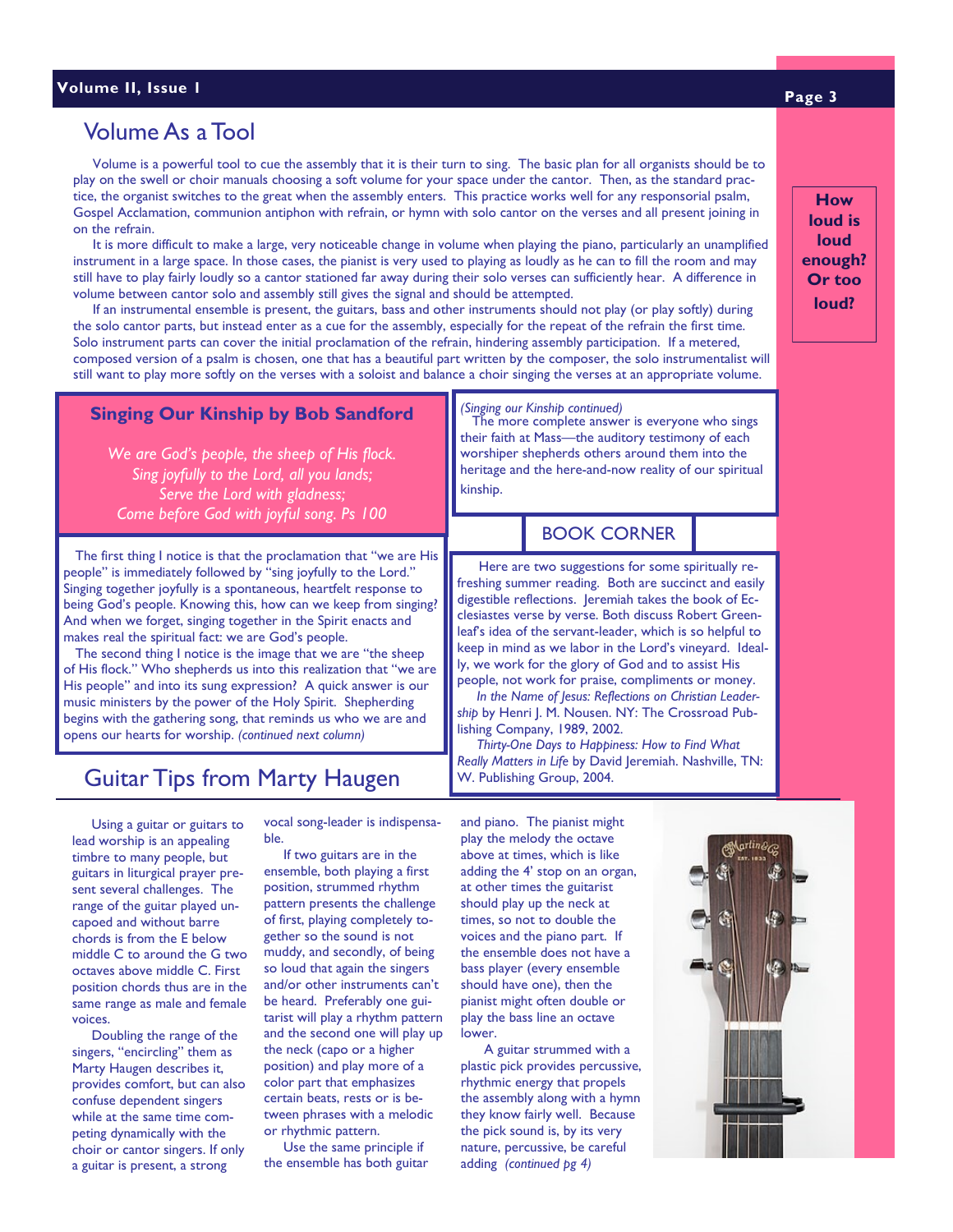## Volume As a Tool

Volume is a powerful tool to cue the assembly that it is their turn to sing. The basic plan for all organists should be to play on the swell or choir manuals choosing a soft volume for your space under the cantor. Then, as the standard practice, the organist switches to the great when the assembly enters. This practice works well for any responsorial psalm, Gospel Acclamation, communion antiphon with refrain, or hymn with solo cantor on the verses and all present joining in on the refrain.

It is more difficult to make a large, very noticeable change in volume when playing the piano, particularly an unamplified instrument in a large space. In those cases, the pianist is very used to playing as loudly as he can to fill the room and may still have to play fairly loudly so a cantor stationed far away during their solo verses can sufficiently hear. A difference in volume between cantor solo and assembly still gives the signal and should be attempted.

If an instrumental ensemble is present, the guitars, bass and other instruments should not play (or play softly) during the solo cantor parts, but instead enter as a cue for the assembly, especially for the repeat of the refrain the first time. Solo instrument parts can cover the initial proclamation of the refrain, hindering assembly participation. If a metered, composed version of a psalm is chosen, one that has a beautiful part written by the composer, the solo instrumentalist will still want to play more softly on the verses with a soloist and balance a choir singing the verses at an appropriate volume.

**How loud is loud enough? Or too loud?**

### Singing Our Kinship by Bob Sandford

*We are God's people, the sheep of His flock.*
*Sing joyfully to the Lord, all you lands;*
*Serve the Lord with gladness;*
*Come before God with joyful song. Ps 100*

The first thing I notice is that the proclamation that "we are His people" is immediately followed by "sing joyfully to the Lord." Singing together joyfully is a spontaneous, heartfelt response to being God's people. Knowing this, how can we keep from singing? And when we forget, singing together in the Spirit enacts and makes real the spiritual fact: we are God's people.

The second thing I notice is the image that we are "the sheep of His flock." Who shepherds us into this realization that "we are His people" and into its sung expression? A quick answer is our music ministers by the power of the Holy Spirit. Shepherding begins with the gathering song, that reminds us who we are and opens our hearts for worship. *(continued next column)*

*(Singing our Kinship continued)*
The more complete answer is everyone who sings their faith at Mass—the auditory testimony of each worshiper shepherds others around them into the heritage and the here-and-now reality of our spiritual kinship.

### BOOK CORNER

Here are two suggestions for some spiritually refreshing summer reading. Both are succinct and easily digestible reflections. Jeremiah takes the book of Ecclesiastes verse by verse. Both discuss Robert Greenleaf's idea of the servant-leader, which is so helpful to keep in mind as we labor in the Lord's vineyard. Ideally, we work for the glory of God and to assist His people, not work for praise, compliments or money.

*In the Name of Jesus: Reflections on Christian Leadership* by Henri J. M. Nousen. NY: The Crossroad Publishing Company, 1989, 2002.

*Thirty-One Days to Happiness: How to Find What Really Matters in Life* by David Jeremiah. Nashville, TN: W. Publishing Group, 2004.

## Guitar Tips from Marty Haugen

Using a guitar or guitars to lead worship is an appealing timbre to many people, but guitars in liturgical prayer present several challenges. The range of the guitar played uncapoed and without barre chords is from the E below middle C to around the G two octaves above middle C. First position chords thus are in the same range as male and female voices.

Doubling the range of the singers, "encircling" them as Marty Haugen describes it, provides comfort, but can also confuse dependent singers while at the same time competing dynamically with the choir or cantor singers. If only a guitar is present, a strong vocal song-leader is indispensable.

If two guitars are in the ensemble, both playing a first position, strummed rhythm pattern presents the challenge of first, playing completely together so the sound is not muddy, and secondly, of being so loud that again the singers and/or other instruments can't be heard. Preferably one guitarist will play a rhythm pattern and the second one will play up the neck (capo or a higher position) and play more of a color part that emphasizes certain beats, rests or is between phrases with a melodic or rhythmic pattern.

Use the same principle if the ensemble has both guitar and piano. The pianist might play the melody the octave above at times, which is like adding the 4' stop on an organ, at other times the guitarist should play up the neck at times, so not to double the voices and the piano part. If the ensemble does not have a bass player (every ensemble should have one), then the pianist might often double or play the bass line an octave lower.

A guitar strummed with a plastic pick provides percussive, rhythmic energy that propels the assembly along with a hymn they know fairly well. Because the pick sound is, by its very nature, percussive, be careful adding *(continued pg 4)*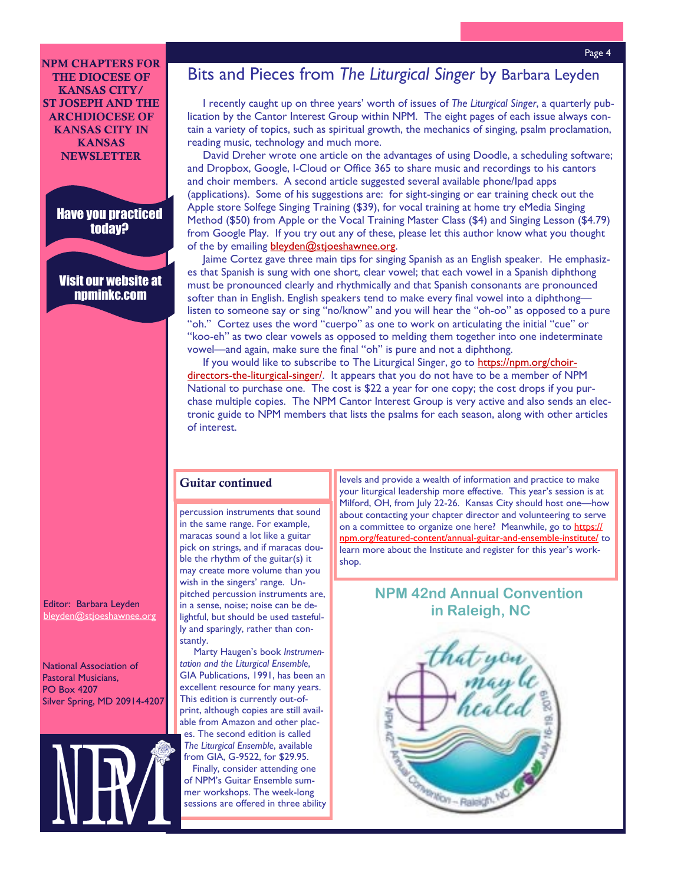**NPM CHAPTERS FOR THE DIOCESE OF KANSAS CITY/ ST JOSEPH AND THE ARCHDIOCESE OF KANSAS CITY IN KANSAS NEWSLETTER**

**Have you practiced today?**

**Visit our website at npminkc.com**

# Bits and Pieces from *The Liturgical Singer* by Barbara Leyden

I recently caught up on three years' worth of issues of *The Liturgical Singer*, a quarterly publication by the Cantor Interest Group within NPM. The eight pages of each issue always contain a variety of topics, such as spiritual growth, the mechanics of singing, psalm proclamation, reading music, technology and much more.

David Dreher wrote one article on the advantages of using Doodle, a scheduling software; and Dropbox, Google, I-Cloud or Office 365 to share music and recordings to his cantors and choir members. A second article suggested several available phone/Ipad apps (applications). Some of his suggestions are: for sight-singing or ear training check out the Apple store Solfege Singing Training ($39), for vocal training at home try eMedia Singing Method ($50) from Apple or the Vocal Training Master Class ($4) and Singing Lesson ($4.79) from Google Play. If you try out any of these, please let this author know what you thought of the by emailing bleyden@stjoeshawnee.org.

Jaime Cortez gave three main tips for singing Spanish as an English speaker. He emphasizes that Spanish is sung with one short, clear vowel; that each vowel in a Spanish diphthong must be pronounced clearly and rhythmically and that Spanish consonants are pronounced softer than in English. English speakers tend to make every final vowel into a diphthong—listen to someone say or sing "no/know" and you will hear the "oh-oo" as opposed to a pure "oh." Cortez uses the word "cuerpo" as one to work on articulating the initial "cue" or "koo-eh" as two clear vowels as opposed to melding them together into one indeterminate vowel—and again, make sure the final "oh" is pure and not a diphthong.

If you would like to subscribe to The Liturgical Singer, go to https://npm.org/choir-directors-the-liturgical-singer/. It appears that you do not have to be a member of NPM National to purchase one. The cost is $22 a year for one copy; the cost drops if you purchase multiple copies. The NPM Cantor Interest Group is very active and also sends an electronic guide to NPM members that lists the psalms for each season, along with other articles of interest.

## Guitar continued

percussion instruments that sound in the same range. For example, maracas sound a lot like a guitar pick on strings, and if maracas double the rhythm of the guitar(s) it may create more volume than you wish in the singers' range. Unpitched percussion instruments are, in a sense, noise; noise can be delightful, but should be used tastefully and sparingly, rather than constantly.

Marty Haugen's book *Instrumentation and the Liturgical Ensemble*, GIA Publications, 1991, has been an excellent resource for many years. This edition is currently out-of-print, although copies are still available from Amazon and other places. The second edition is called *The Liturgical Ensemble*, available from GIA, G-9522, for $29.95.

Finally, consider attending one of NPM's Guitar Ensemble summer workshops. The week-long sessions are offered in three ability levels and provide a wealth of information and practice to make your liturgical leadership more effective. This year's session is at Milford, OH, from July 22-26. Kansas City should host one—how about contacting your chapter director and volunteering to serve on a committee to organize one here? Meanwhile, go to https://npm.org/featured-content/annual-guitar-and-ensemble-institute/ to learn more about the Institute and register for this year's workshop.

## NPM 42nd Annual Convention in Raleigh, NC

that you may be healed

NPM 42nd Annual Convention – Raleigh, NC – July 16-19, 2019

Editor: Barbara Leyden
bleyden@stjoeshawnee.org

National Association of Pastoral Musicians,
PO Box 4207
Silver Spring, MD 20914-4207